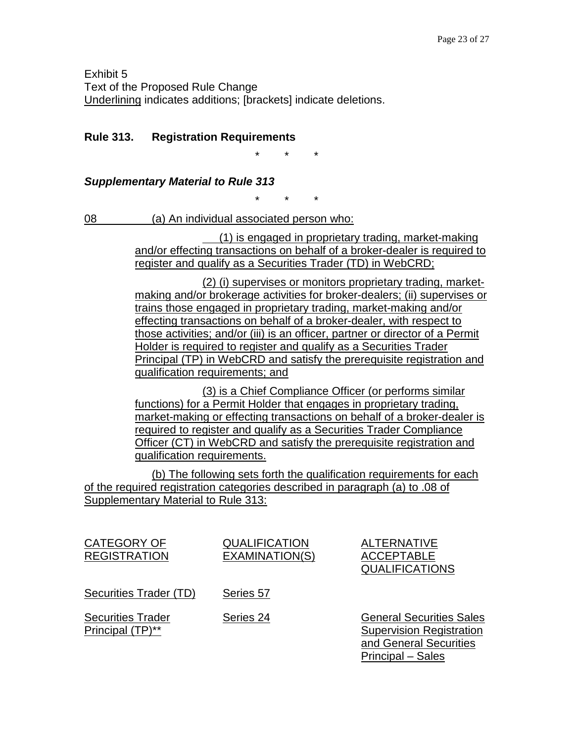Exhibit 5

Text of the Proposed Rule Change

Underlining indicates additions; [brackets] indicate deletions.

**Rule 313. Registration Requirements**

\* \* \*

***Supplementary Material to Rule 313***

\* \* \*

08 (a) An individual associated person who:

(1) is engaged in proprietary trading, market-making and/or effecting transactions on behalf of a broker-dealer is required to register and qualify as a Securities Trader (TD) in WebCRD;

(2) (i) supervises or monitors proprietary trading, market-making and/or brokerage activities for broker-dealers; (ii) supervises or trains those engaged in proprietary trading, market-making and/or effecting transactions on behalf of a broker-dealer, with respect to those activities; and/or (iii) is an officer, partner or director of a Permit Holder is required to register and qualify as a Securities Trader Principal (TP) in WebCRD and satisfy the prerequisite registration and qualification requirements; and

(3) is a Chief Compliance Officer (or performs similar functions) for a Permit Holder that engages in proprietary trading, market-making or effecting transactions on behalf of a broker-dealer is required to register and qualify as a Securities Trader Compliance Officer (CT) in WebCRD and satisfy the prerequisite registration and qualification requirements.

(b) The following sets forth the qualification requirements for each of the required registration categories described in paragraph (a) to .08 of Supplementary Material to Rule 313:

| CATEGORY OF REGISTRATION | QUALIFICATION EXAMINATION(S) | ALTERNATIVE ACCEPTABLE QUALIFICATIONS |
|---|---|---|
| Securities Trader (TD) | Series 57 | |
| Securities Trader Principal (TP)** | Series 24 | General Securities Sales Supervision Registration and General Securities Principal – Sales |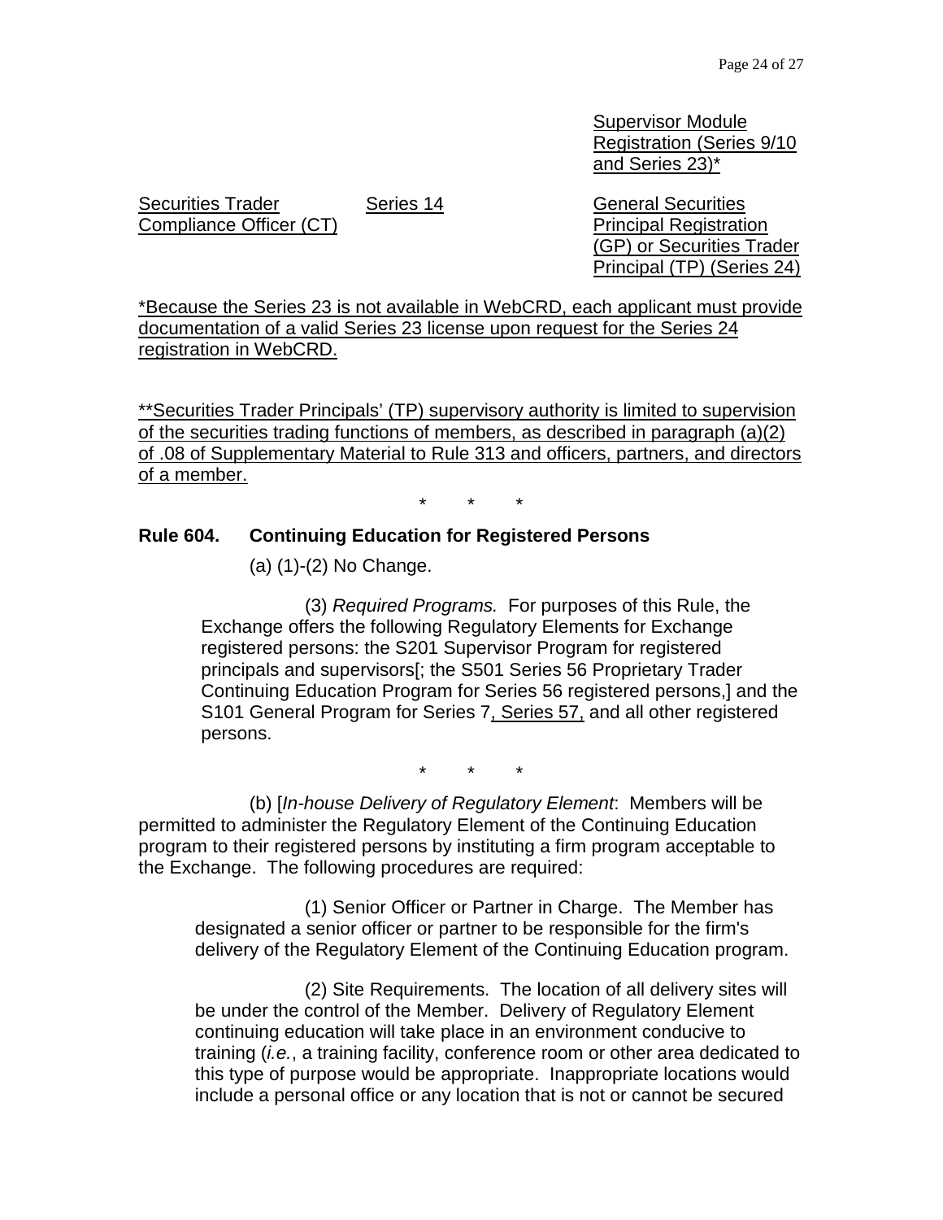| | | Supervisor Module Registration (Series 9/10 and Series 23)* |
|---|---|---|
| Securities Trader Compliance Officer (CT) | Series 14 | General Securities Principal Registration (GP) or Securities Trader Principal (TP) (Series 24) |

*Because the Series 23 is not available in WebCRD, each applicant must provide documentation of a valid Series 23 license upon request for the Series 24 registration in WebCRD.

**Securities Trader Principals' (TP) supervisory authority is limited to supervision of the securities trading functions of members, as described in paragraph (a)(2) of .08 of Supplementary Material to Rule 313 and officers, partners, and directors of a member.

\* \* \*

**Rule 604. Continuing Education for Registered Persons**

(a) (1)-(2) No Change.

(3) *Required Programs.* For purposes of this Rule, the Exchange offers the following Regulatory Elements for Exchange registered persons: the S201 Supervisor Program for registered principals and supervisors[; the S501 Series 56 Proprietary Trader Continuing Education Program for Series 56 registered persons,] and the S101 General Program for Series 7, Series 57, and all other registered persons.

\* \* \*

(b) [*In-house Delivery of Regulatory Element*: Members will be permitted to administer the Regulatory Element of the Continuing Education program to their registered persons by instituting a firm program acceptable to the Exchange. The following procedures are required:

(1) Senior Officer or Partner in Charge. The Member has designated a senior officer or partner to be responsible for the firm's delivery of the Regulatory Element of the Continuing Education program.

(2) Site Requirements. The location of all delivery sites will be under the control of the Member. Delivery of Regulatory Element continuing education will take place in an environment conducive to training (*i.e.*, a training facility, conference room or other area dedicated to this type of purpose would be appropriate. Inappropriate locations would include a personal office or any location that is not or cannot be secured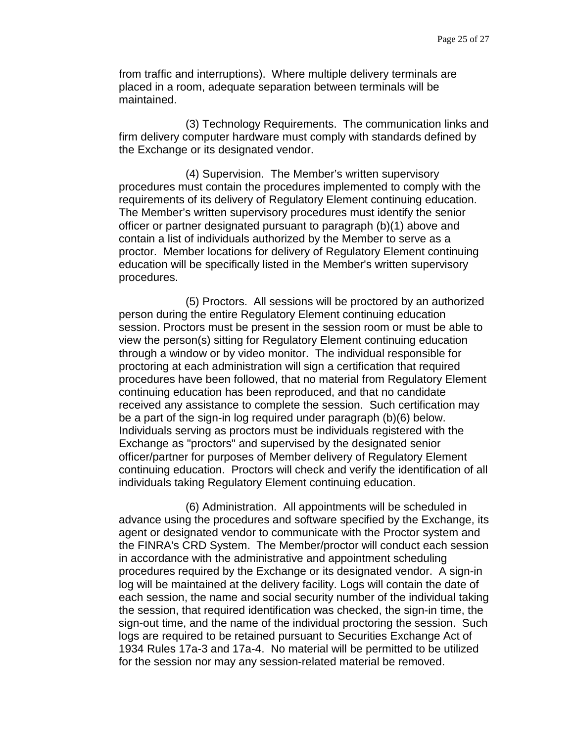from traffic and interruptions). Where multiple delivery terminals are placed in a room, adequate separation between terminals will be maintained.

(3) Technology Requirements. The communication links and firm delivery computer hardware must comply with standards defined by the Exchange or its designated vendor.

(4) Supervision. The Member's written supervisory procedures must contain the procedures implemented to comply with the requirements of its delivery of Regulatory Element continuing education. The Member's written supervisory procedures must identify the senior officer or partner designated pursuant to paragraph (b)(1) above and contain a list of individuals authorized by the Member to serve as a proctor. Member locations for delivery of Regulatory Element continuing education will be specifically listed in the Member's written supervisory procedures.

(5) Proctors. All sessions will be proctored by an authorized person during the entire Regulatory Element continuing education session. Proctors must be present in the session room or must be able to view the person(s) sitting for Regulatory Element continuing education through a window or by video monitor. The individual responsible for proctoring at each administration will sign a certification that required procedures have been followed, that no material from Regulatory Element continuing education has been reproduced, and that no candidate received any assistance to complete the session. Such certification may be a part of the sign-in log required under paragraph (b)(6) below. Individuals serving as proctors must be individuals registered with the Exchange as "proctors" and supervised by the designated senior officer/partner for purposes of Member delivery of Regulatory Element continuing education. Proctors will check and verify the identification of all individuals taking Regulatory Element continuing education.

(6) Administration. All appointments will be scheduled in advance using the procedures and software specified by the Exchange, its agent or designated vendor to communicate with the Proctor system and the FINRA's CRD System. The Member/proctor will conduct each session in accordance with the administrative and appointment scheduling procedures required by the Exchange or its designated vendor. A sign-in log will be maintained at the delivery facility. Logs will contain the date of each session, the name and social security number of the individual taking the session, that required identification was checked, the sign-in time, the sign-out time, and the name of the individual proctoring the session. Such logs are required to be retained pursuant to Securities Exchange Act of 1934 Rules 17a-3 and 17a-4. No material will be permitted to be utilized for the session nor may any session-related material be removed.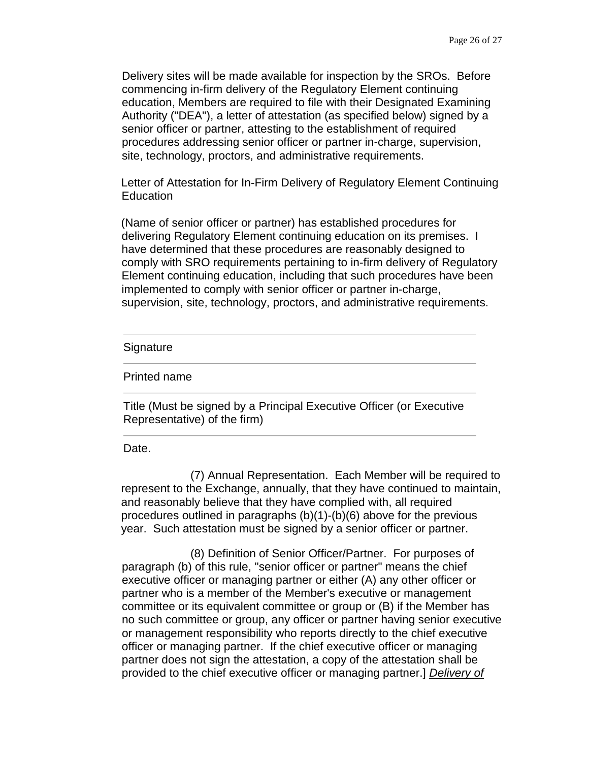Delivery sites will be made available for inspection by the SROs. Before commencing in-firm delivery of the Regulatory Element continuing education, Members are required to file with their Designated Examining Authority ("DEA"), a letter of attestation (as specified below) signed by a senior officer or partner, attesting to the establishment of required procedures addressing senior officer or partner in-charge, supervision, site, technology, proctors, and administrative requirements.

Letter of Attestation for In-Firm Delivery of Regulatory Element Continuing Education

(Name of senior officer or partner) has established procedures for delivering Regulatory Element continuing education on its premises. I have determined that these procedures are reasonably designed to comply with SRO requirements pertaining to in-firm delivery of Regulatory Element continuing education, including that such procedures have been implemented to comply with senior officer or partner in-charge, supervision, site, technology, proctors, and administrative requirements.

---

Signature

---

Printed name

---

Title (Must be signed by a Principal Executive Officer (or Executive Representative) of the firm)

---

Date.

(7) Annual Representation. Each Member will be required to represent to the Exchange, annually, that they have continued to maintain, and reasonably believe that they have complied with, all required procedures outlined in paragraphs (b)(1)-(b)(6) above for the previous year. Such attestation must be signed by a senior officer or partner.

(8) Definition of Senior Officer/Partner. For purposes of paragraph (b) of this rule, "senior officer or partner" means the chief executive officer or managing partner or either (A) any other officer or partner who is a member of the Member's executive or management committee or its equivalent committee or group or (B) if the Member has no such committee or group, any officer or partner having senior executive or management responsibility who reports directly to the chief executive officer or managing partner. If the chief executive officer or managing partner does not sign the attestation, a copy of the attestation shall be provided to the chief executive officer or managing partner.] *Delivery of*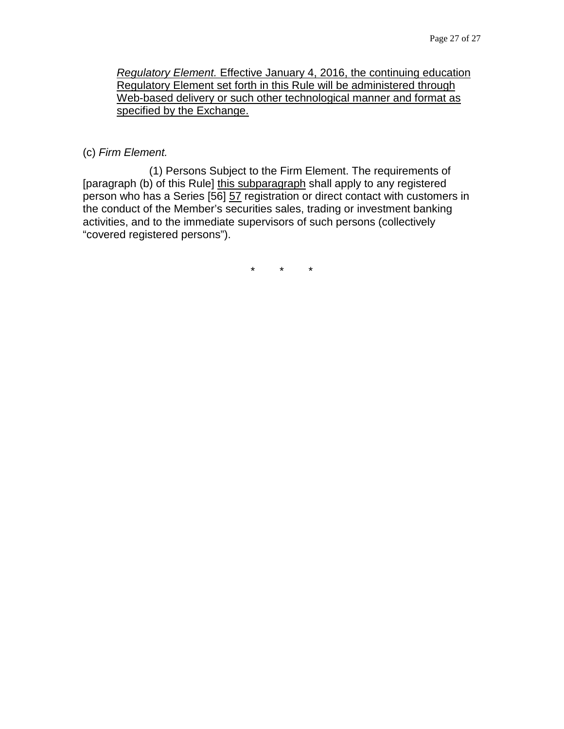*Regulatory Element.* Effective January 4, 2016, the continuing education Regulatory Element set forth in this Rule will be administered through Web-based delivery or such other technological manner and format as specified by the Exchange.

(c) *Firm Element.*

(1) Persons Subject to the Firm Element. The requirements of [paragraph (b) of this Rule] this subparagraph shall apply to any registered person who has a Series [56] 57 registration or direct contact with customers in the conduct of the Member's securities sales, trading or investment banking activities, and to the immediate supervisors of such persons (collectively "covered registered persons").

\* \* \*